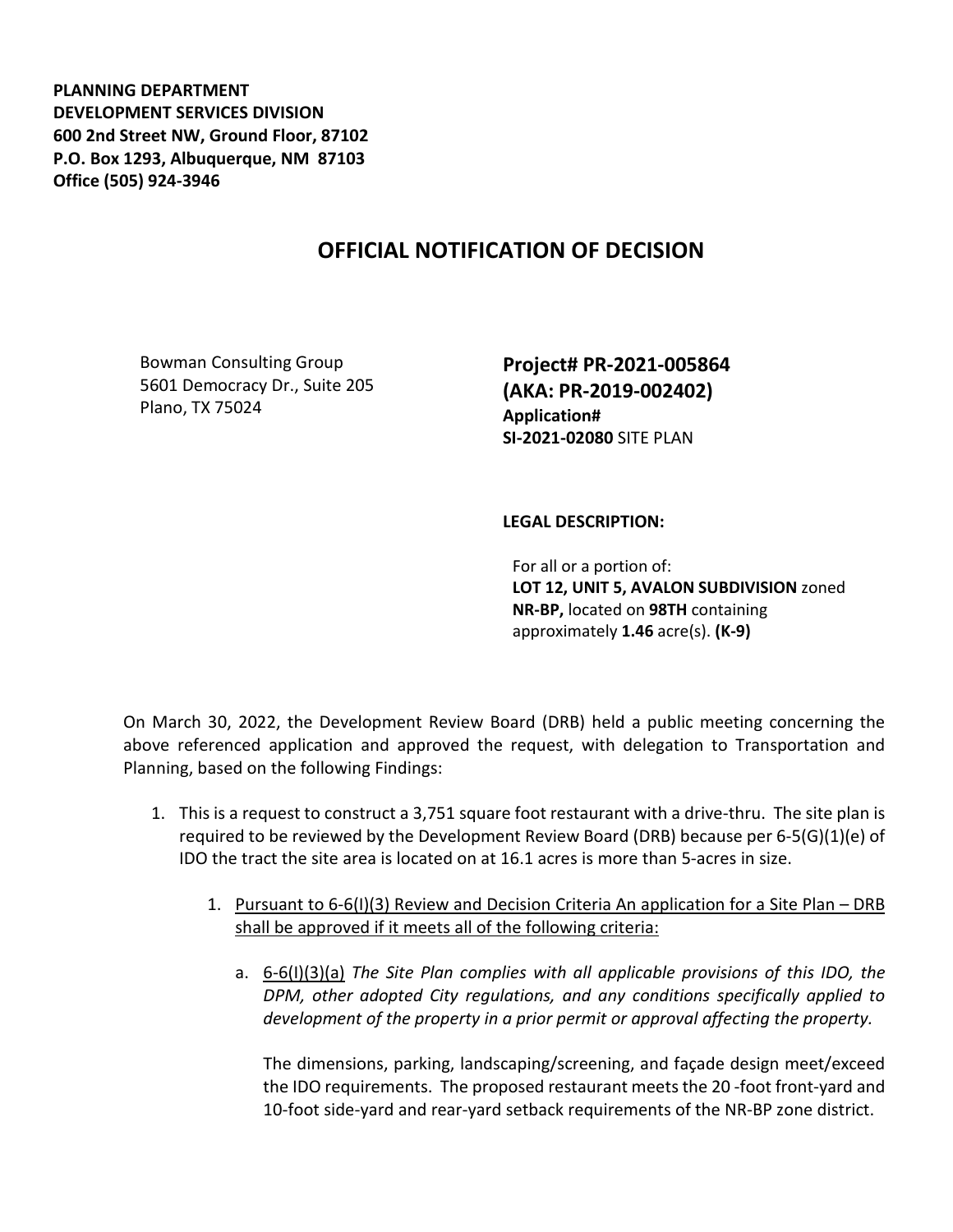**PLANNING DEPARTMENT**
**DEVELOPMENT SERVICES DIVISION**
**600 2nd Street NW, Ground Floor, 87102**
**P.O. Box 1293, Albuquerque, NM 87103**
**Office (505) 924-3946**

# OFFICIAL NOTIFICATION OF DECISION

Bowman Consulting Group
5601 Democracy Dr., Suite 205
Plano, TX 75024

**Project# PR-2021-005864**
**(AKA: PR-2019-002402)**
**Application#**
**SI-2021-02080** SITE PLAN

**LEGAL DESCRIPTION:**

For all or a portion of:
**LOT 12, UNIT 5, AVALON SUBDIVISION** zoned **NR-BP,** located on **98TH** containing approximately **1.46** acre(s). **(K-9)**

On March 30, 2022, the Development Review Board (DRB) held a public meeting concerning the above referenced application and approved the request, with delegation to Transportation and Planning, based on the following Findings:

1. This is a request to construct a 3,751 square foot restaurant with a drive-thru. The site plan is required to be reviewed by the Development Review Board (DRB) because per 6-5(G)(1)(e) of IDO the tract the site area is located on at 16.1 acres is more than 5-acres in size.

    1. Pursuant to 6-6(I)(3) Review and Decision Criteria An application for a Site Plan – DRB shall be approved if it meets all of the following criteria:

        a. 6-6(I)(3)(a) *The Site Plan complies with all applicable provisions of this IDO, the DPM, other adopted City regulations, and any conditions specifically applied to development of the property in a prior permit or approval affecting the property.*

        The dimensions, parking, landscaping/screening, and façade design meet/exceed the IDO requirements. The proposed restaurant meets the 20 -foot front-yard and 10-foot side-yard and rear-yard setback requirements of the NR-BP zone district.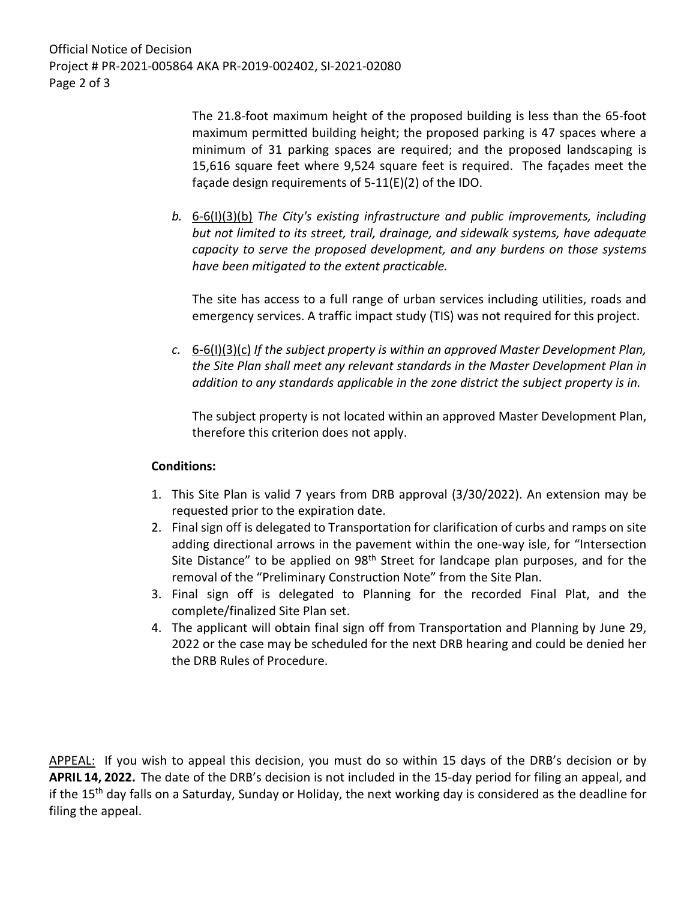The 21.8-foot maximum height of the proposed building is less than the 65-foot maximum permitted building height; the proposed parking is 47 spaces where a minimum of 31 parking spaces are required; and the proposed landscaping is 15,616 square feet where 9,524 square feet is required. The façades meet the façade design requirements of 5-11(E)(2) of the IDO.

*b.* 6-6(I)(3)(b) *The City's existing infrastructure and public improvements, including but not limited to its street, trail, drainage, and sidewalk systems, have adequate capacity to serve the proposed development, and any burdens on those systems have been mitigated to the extent practicable.*

The site has access to a full range of urban services including utilities, roads and emergency services. A traffic impact study (TIS) was not required for this project.

*c.* 6-6(I)(3)(c) *If the subject property is within an approved Master Development Plan, the Site Plan shall meet any relevant standards in the Master Development Plan in addition to any standards applicable in the zone district the subject property is in.*

The subject property is not located within an approved Master Development Plan, therefore this criterion does not apply.

**Conditions:**

1. This Site Plan is valid 7 years from DRB approval (3/30/2022). An extension may be requested prior to the expiration date.
2. Final sign off is delegated to Transportation for clarification of curbs and ramps on site adding directional arrows in the pavement within the one-way isle, for "Intersection Site Distance" to be applied on 98th Street for landcape plan purposes, and for the removal of the "Preliminary Construction Note" from the Site Plan.
3. Final sign off is delegated to Planning for the recorded Final Plat, and the complete/finalized Site Plan set.
4. The applicant will obtain final sign off from Transportation and Planning by June 29, 2022 or the case may be scheduled for the next DRB hearing and could be denied her the DRB Rules of Procedure.

APPEAL: If you wish to appeal this decision, you must do so within 15 days of the DRB's decision or by **APRIL 14, 2022.** The date of the DRB's decision is not included in the 15-day period for filing an appeal, and if the 15th day falls on a Saturday, Sunday or Holiday, the next working day is considered as the deadline for filing the appeal.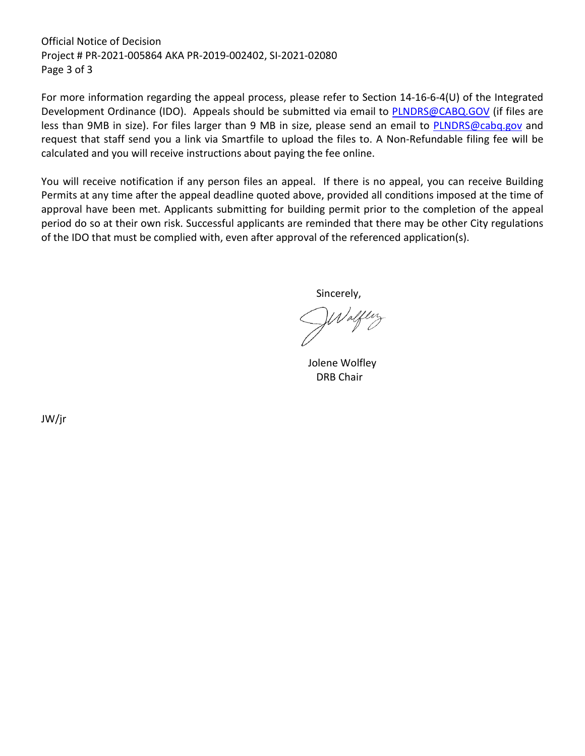For more information regarding the appeal process, please refer to Section 14-16-6-4(U) of the Integrated Development Ordinance (IDO). Appeals should be submitted via email to PLNDRS@CABQ.GOV (if files are less than 9MB in size). For files larger than 9 MB in size, please send an email to PLNDRS@cabq.gov and request that staff send you a link via Smartfile to upload the files to. A Non-Refundable filing fee will be calculated and you will receive instructions about paying the fee online.

You will receive notification if any person files an appeal. If there is no appeal, you can receive Building Permits at any time after the appeal deadline quoted above, provided all conditions imposed at the time of approval have been met. Applicants submitting for building permit prior to the completion of the appeal period do so at their own risk. Successful applicants are reminded that there may be other City regulations of the IDO that must be complied with, even after approval of the referenced application(s).

Sincerely,

Jolene Wolfley
DRB Chair

JW/jr